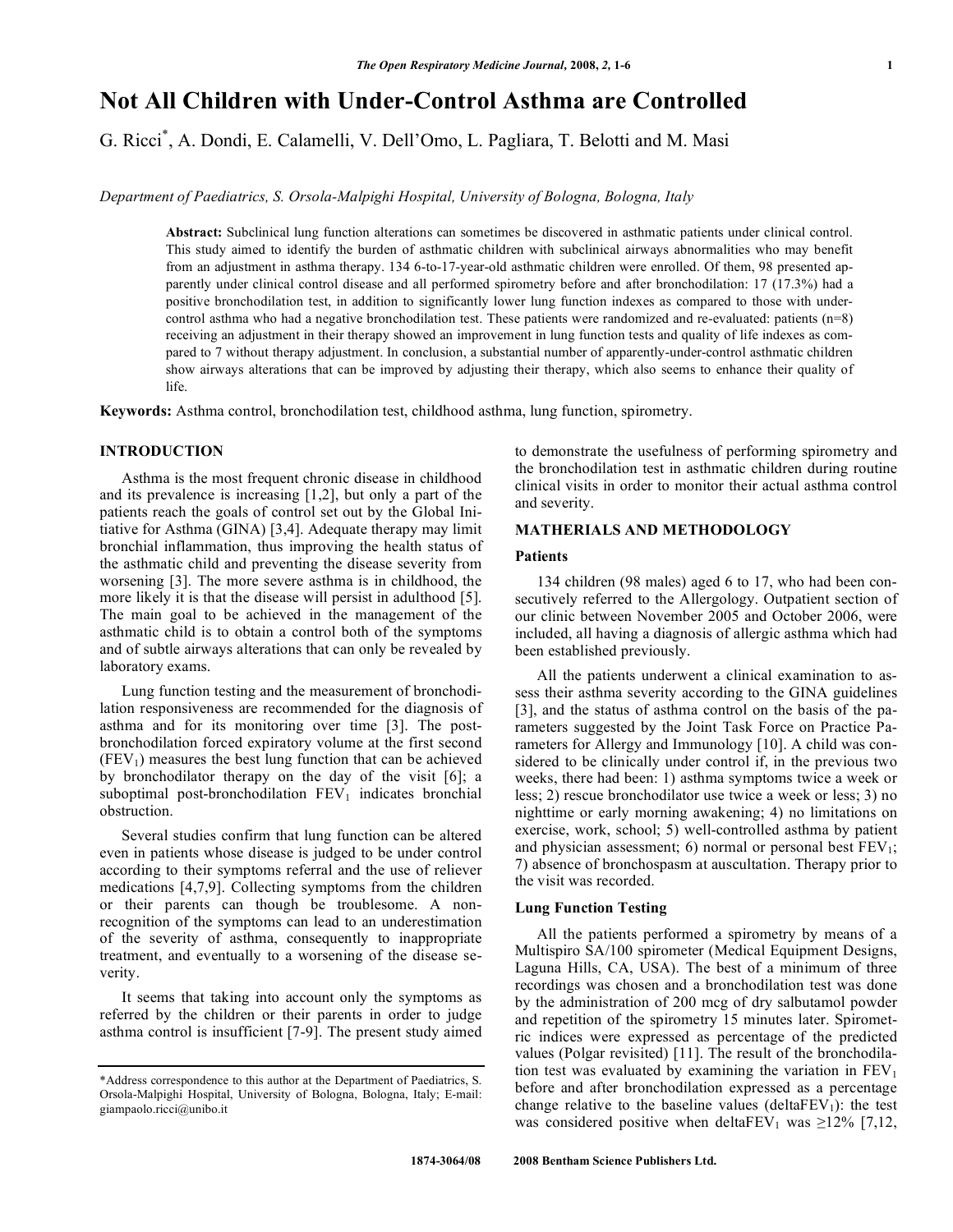# Not All Children with Under-Control Asthma are Controlled

G. Ricci[*], A. Dondi, E. Calamelli, V. Dell'Omo, L. Pagliara, T. Belotti and M. Masi

*Department of Paediatrics, S. Orsola-Malpighi Hospital, University of Bologna, Bologna, Italy*

**Abstract:** Subclinical lung function alterations can sometimes be discovered in asthmatic patients under clinical control. This study aimed to identify the burden of asthmatic children with subclinical airways abnormalities who may benefit from an adjustment in asthma therapy. 134 6-to-17-year-old asthmatic children were enrolled. Of them, 98 presented apparently under clinical control disease and all performed spirometry before and after bronchodilation: 17 (17.3%) had a positive bronchodilation test, in addition to significantly lower lung function indexes as compared to those with under-control asthma who had a negative bronchodilation test. These patients were randomized and re-evaluated: patients (n=8) receiving an adjustment in their therapy showed an improvement in lung function tests and quality of life indexes as compared to 7 without therapy adjustment. In conclusion, a substantial number of apparently-under-control asthmatic children show airways alterations that can be improved by adjusting their therapy, which also seems to enhance their quality of life.

**Keywords:** Asthma control, bronchodilation test, childhood asthma, lung function, spirometry.

## INTRODUCTION

Asthma is the most frequent chronic disease in childhood and its prevalence is increasing [1,2], but only a part of the patients reach the goals of control set out by the Global Initiative for Asthma (GINA) [3,4]. Adequate therapy may limit bronchial inflammation, thus improving the health status of the asthmatic child and preventing the disease severity from worsening [3]. The more severe asthma is in childhood, the more likely it is that the disease will persist in adulthood [5]. The main goal to be achieved in the management of the asthmatic child is to obtain a control both of the symptoms and of subtle airways alterations that can only be revealed by laboratory exams.

Lung function testing and the measurement of bronchodilation responsiveness are recommended for the diagnosis of asthma and for its monitoring over time [3]. The post-bronchodilation forced expiratory volume at the first second ($FEV_1$) measures the best lung function that can be achieved by bronchodilator therapy on the day of the visit [6]; a suboptimal post-bronchodilation $FEV_1$ indicates bronchial obstruction.

Several studies confirm that lung function can be altered even in patients whose disease is judged to be under control according to their symptoms referral and the use of reliever medications [4,7,9]. Collecting symptoms from the children or their parents can though be troublesome. A non-recognition of the symptoms can lead to an underestimation of the severity of asthma, consequently to inappropriate treatment, and eventually to a worsening of the disease severity.

It seems that taking into account only the symptoms as referred by the children or their parents in order to judge asthma control is insufficient [7-9]. The present study aimed to demonstrate the usefulness of performing spirometry and the bronchodilation test in asthmatic children during routine clinical visits in order to monitor their actual asthma control and severity.

## MATHERIALS AND METHODOLOGY

### Patients

134 children (98 males) aged 6 to 17, who had been consecutively referred to the Allergology. Outpatient section of our clinic between November 2005 and October 2006, were included, all having a diagnosis of allergic asthma which had been established previously.

All the patients underwent a clinical examination to assess their asthma severity according to the GINA guidelines [3], and the status of asthma control on the basis of the parameters suggested by the Joint Task Force on Practice Parameters for Allergy and Immunology [10]. A child was considered to be clinically under control if, in the previous two weeks, there had been: 1) asthma symptoms twice a week or less; 2) rescue bronchodilator use twice a week or less; 3) no nighttime or early morning awakening; 4) no limitations on exercise, work, school; 5) well-controlled asthma by patient and physician assessment; 6) normal or personal best $FEV_1$; 7) absence of bronchospasm at auscultation. Therapy prior to the visit was recorded.

### Lung Function Testing

All the patients performed a spirometry by means of a Multispiro SA/100 spirometer (Medical Equipment Designs, Laguna Hills, CA, USA). The best of a minimum of three recordings was chosen and a bronchodilation test was done by the administration of 200 mcg of dry salbutamol powder and repetition of the spirometry 15 minutes later. Spirometric indices were expressed as percentage of the predicted values (Polgar revisited) [11]. The result of the bronchodilation test was evaluated by examining the variation in $FEV_1$ before and after bronchodilation expressed as a percentage change relative to the baseline values (delta$FEV_1$): the test was considered positive when delta$FEV_1$ was ≥12% [7,12,

*Address correspondence to this author at the Department of Paediatrics, S. Orsola-Malpighi Hospital, University of Bologna, Bologna, Italy; E-mail: giampaolo.ricci@unibo.it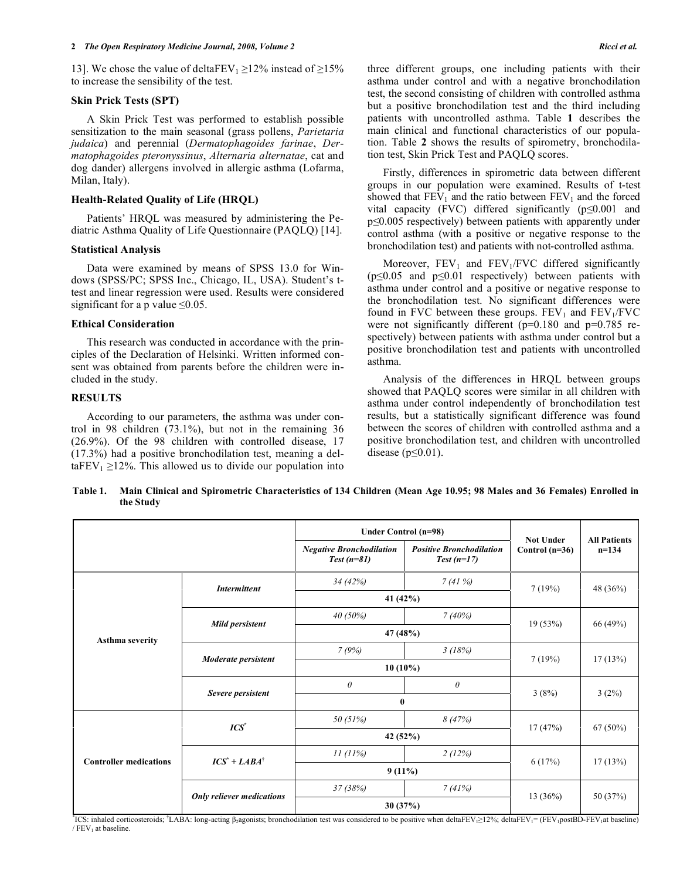13]. We chose the value of deltaFEV$_1$ ≥12% instead of ≥15% to increase the sensibility of the test.

### Skin Prick Tests (SPT)

A Skin Prick Test was performed to establish possible sensitization to the main seasonal (grass pollens, *Parietaria judaica*) and perennial (*Dermatophagoides farinae*, *Dermatophagoides pteronyssinus*, *Alternaria alternatae*, cat and dog dander) allergens involved in allergic asthma (Lofarma, Milan, Italy).

### Health-Related Quality of Life (HRQL)

Patients' HRQL was measured by administering the Pediatric Asthma Quality of Life Questionnaire (PAQLQ) [14].

### Statistical Analysis

Data were examined by means of SPSS 13.0 for Windows (SPSS/PC; SPSS Inc., Chicago, IL, USA). Student's t-test and linear regression were used. Results were considered significant for a p value ≤0.05.

### Ethical Consideration

This research was conducted in accordance with the principles of the Declaration of Helsinki. Written informed consent was obtained from parents before the children were included in the study.

## RESULTS

According to our parameters, the asthma was under control in 98 children (73.1%), but not in the remaining 36 (26.9%). Of the 98 children with controlled disease, 17 (17.3%) had a positive bronchodilation test, meaning a deltaFEV$_1$ ≥12%. This allowed us to divide our population into three different groups, one including patients with their asthma under control and with a negative bronchodilation test, the second consisting of children with controlled asthma but a positive bronchodilation test and the third including patients with uncontrolled asthma. Table **1** describes the main clinical and functional characteristics of our population. Table **2** shows the results of spirometry, bronchodilation test, Skin Prick Test and PAQLQ scores.

Firstly, differences in spirometric data between different groups in our population were examined. Results of t-test showed that FEV$_1$ and the ratio between FEV$_1$ and the forced vital capacity (FVC) differed significantly (p≤0.001 and p≤0.005 respectively) between patients with apparently under control asthma (with a positive or negative response to the bronchodilation test) and patients with not-controlled asthma.

Moreover, FEV$_1$ and FEV$_1$/FVC differed significantly (p≤0.05 and p≤0.01 respectively) between patients with asthma under control and a positive or negative response to the bronchodilation test. No significant differences were found in FVC between these groups. FEV$_1$ and FEV$_1$/FVC were not significantly different (p=0.180 and p=0.785 respectively) between patients with asthma under control but a positive bronchodilation test and patients with uncontrolled asthma.

Analysis of the differences in HRQL between groups showed that PAQLQ scores were similar in all children with asthma under control independently of bronchodilation test results, but a statistically significant difference was found between the scores of children with controlled asthma and a positive bronchodilation test, and children with uncontrolled disease (p≤0.01).

**Table 1. Main Clinical and Spirometric Characteristics of 134 Children (Mean Age 10.95; 98 Males and 36 Females) Enrolled in the Study**

| | | Under Control (n=98) | | Not Under Control (n=36) | All Patients n=134 |
|---|---|---|---|---|---|
| | | *Negative Bronchodilation Test (n=81)* | *Positive Bronchodilation Test (n=17)* | | |
| Asthma severity | *Intermittent* | *34 (42%)* | *7 (41 %)* | 7 (19%) | 48 (36%) |
| | | **41 (42%)** | | | |
| | *Mild persistent* | *40 (50%)* | *7 (40%)* | 19 (53%) | 66 (49%) |
| | | **47 (48%)** | | | |
| | *Moderate persistent* | *7 (9%)* | *3 (18%)* | 7 (19%) | 17 (13%) |
| | | **10 (10%)** | | | |
| | *Severe persistent* | *0* | *0* | 3 (8%) | 3 (2%) |
| | | **0** | | | |
| Controller medications | *ICS*[*] | *50 (51%)* | *8 (47%)* | 17 (47%) | 67 (50%) |
| | | **42 (52%)** | | | |
| | *ICS*[*] *+ LABA*[†] | *11 (11%)* | *2 (12%)* | 6 (17%) | 17 (13%) |
| | | **9 (11%)** | | | |
| | *Only reliever medications* | *37 (38%)* | *7 (41%)* | 13 (36%) | 50 (37%) |
| | | **30 (37%)** | | | |

[*]ICS: inhaled corticosteroids; [†]LABA: long-acting $\beta_2$agonists; bronchodilation test was considered to be positive when deltaFEV$_1$≥12%; deltaFEV$_1$= (FEV$_1$postBD-FEV$_1$at baseline) / FEV$_1$ at baseline.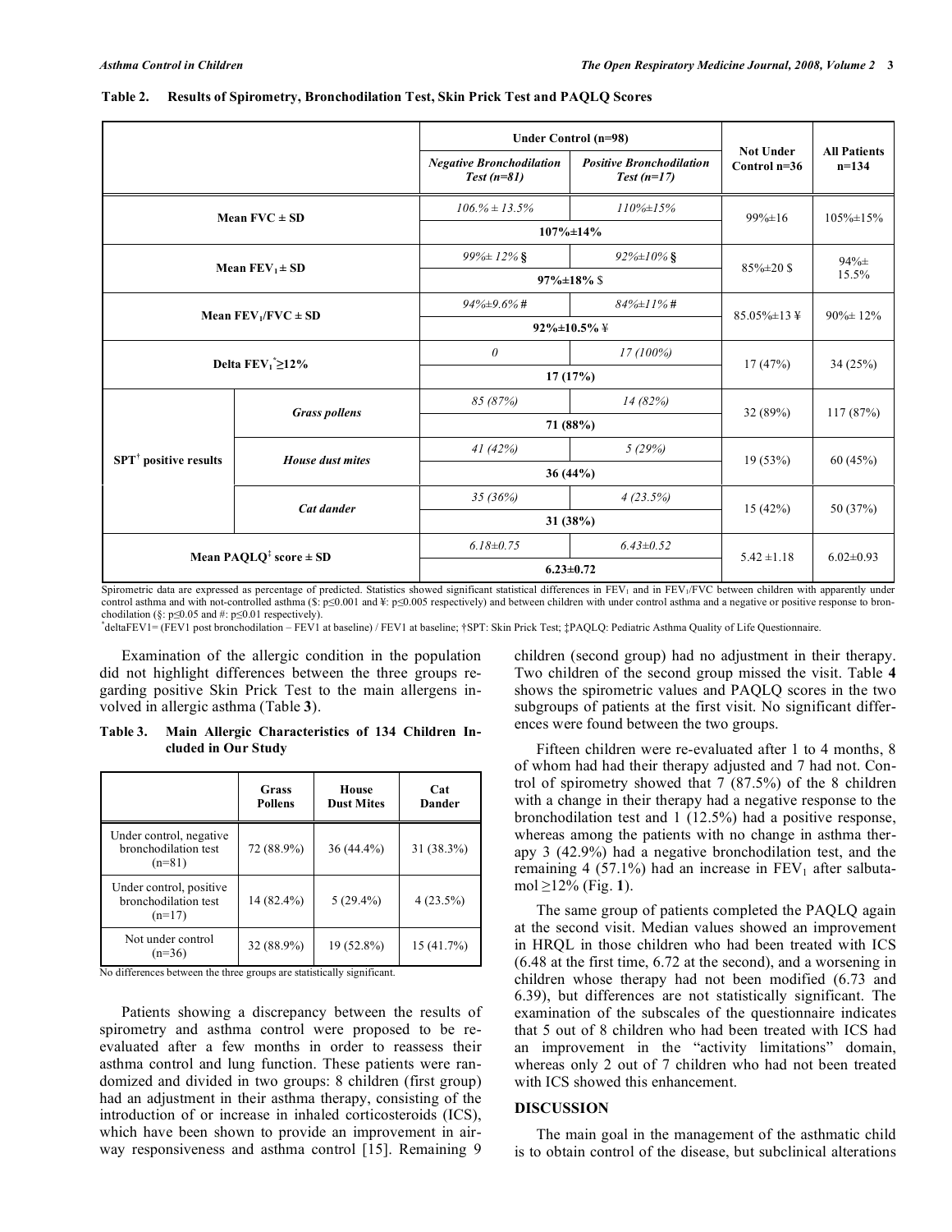**Table 2. Results of Spirometry, Bronchodilation Test, Skin Prick Test and PAQLQ Scores**

| | | Under Control (n=98) | | Not Under Control n=36 | All Patients n=134 |
|---|---|---|---|---|---|
| | | *Negative Bronchodilation Test (n=81)* | *Positive Bronchodilation Test (n=17)* | | |
| Mean FVC ± SD | | *106.% ± 13.5%* | *110%±15%* | 99%±16 | 105%±15% |
| | | **107%±14%** | | | |
| Mean $FEV_1$ ± SD | | *99%± 12% §* | *92%±10% §* | 85%±20 $ | 94%± 15.5% |
| | | **97%±18%** $ | | | |
| Mean $FEV_1$/FVC ± SD | | *94%±9.6% #* | *84%±11% #* | 85.05%±13 ¥ | 90%± 12% |
| | | **92%±10.5%** ¥ | | | |
| Delta $FEV_1$* ≥12% | | *0* | *17 (100%)* | 17 (47%) | 34 (25%) |
| | | **17 (17%)** | | | |
| SPT† positive results | *Grass pollens* | *85 (87%)* | *14 (82%)* | 32 (89%) | 117 (87%) |
| | | **71 (88%)** | | | |
| | *House dust mites* | *41 (42%)* | *5 (29%)* | 19 (53%) | 60 (45%) |
| | | **36 (44%)** | | | |
| | *Cat dander* | *35 (36%)* | *4 (23.5%)* | 15 (42%) | 50 (37%) |
| | | **31 (38%)** | | | |
| Mean PAQLQ‡ score ± SD | | *6.18±0.75* | *6.43±0.52* | 5.42 ±1.18 | 6.02±0.93 |
| | | **6.23±0.72** | | | |

Spirometric data are expressed as percentage of predicted. Statistics showed significant statistical differences in $FEV_1$ and in $FEV_1$/FVC between children with apparently under control asthma and with not-controlled asthma ($: p≤0.001 and ¥: p≤0.005 respectively) and between children with under control asthma and a negative or positive response to bronchodilation (§: p≤0.05 and #: p≤0.01 respectively).
*deltaFEV1= (FEV1 post bronchodilation – FEV1 at baseline) / FEV1 at baseline; †SPT: Skin Prick Test; ‡PAQLQ: Pediatric Asthma Quality of Life Questionnaire.

Examination of the allergic condition in the population did not highlight differences between the three groups regarding positive Skin Prick Test to the main allergens involved in allergic asthma (Table **3**).

**Table 3. Main Allergic Characteristics of 134 Children Included in Our Study**

| | Grass Pollens | House Dust Mites | Cat Dander |
|---|---|---|---|
| Under control, negative bronchodilation test (n=81) | 72 (88.9%) | 36 (44.4%) | 31 (38.3%) |
| Under control, positive bronchodilation test (n=17) | 14 (82.4%) | 5 (29.4%) | 4 (23.5%) |
| Not under control (n=36) | 32 (88.9%) | 19 (52.8%) | 15 (41.7%) |

No differences between the three groups are statistically significant.

Patients showing a discrepancy between the results of spirometry and asthma control were proposed to be re-evaluated after a few months in order to reassess their asthma control and lung function. These patients were randomized and divided in two groups: 8 children (first group) had an adjustment in their asthma therapy, consisting of the introduction of or increase in inhaled corticosteroids (ICS), which have been shown to provide an improvement in airway responsiveness and asthma control [15]. Remaining 9 children (second group) had no adjustment in their therapy. Two children of the second group missed the visit. Table **4** shows the spirometric values and PAQLQ scores in the two subgroups of patients at the first visit. No significant differences were found between the two groups.

Fifteen children were re-evaluated after 1 to 4 months, 8 of whom had had their therapy adjusted and 7 had not. Control of spirometry showed that 7 (87.5%) of the 8 children with a change in their therapy had a negative response to the bronchodilation test and 1 (12.5%) had a positive response, whereas among the patients with no change in asthma therapy 3 (42.9%) had a negative bronchodilation test, and the remaining 4 (57.1%) had an increase in $FEV_1$ after salbutamol ≥12% (Fig. **1**).

The same group of patients completed the PAQLQ again at the second visit. Median values showed an improvement in HRQL in those children who had been treated with ICS (6.48 at the first time, 6.72 at the second), and a worsening in children whose therapy had not been modified (6.73 and 6.39), but differences are not statistically significant. The examination of the subscales of the questionnaire indicates that 5 out of 8 children who had been treated with ICS had an improvement in the "activity limitations" domain, whereas only 2 out of 7 children who had not been treated with ICS showed this enhancement.

## DISCUSSION

The main goal in the management of the asthmatic child is to obtain control of the disease, but subclinical alterations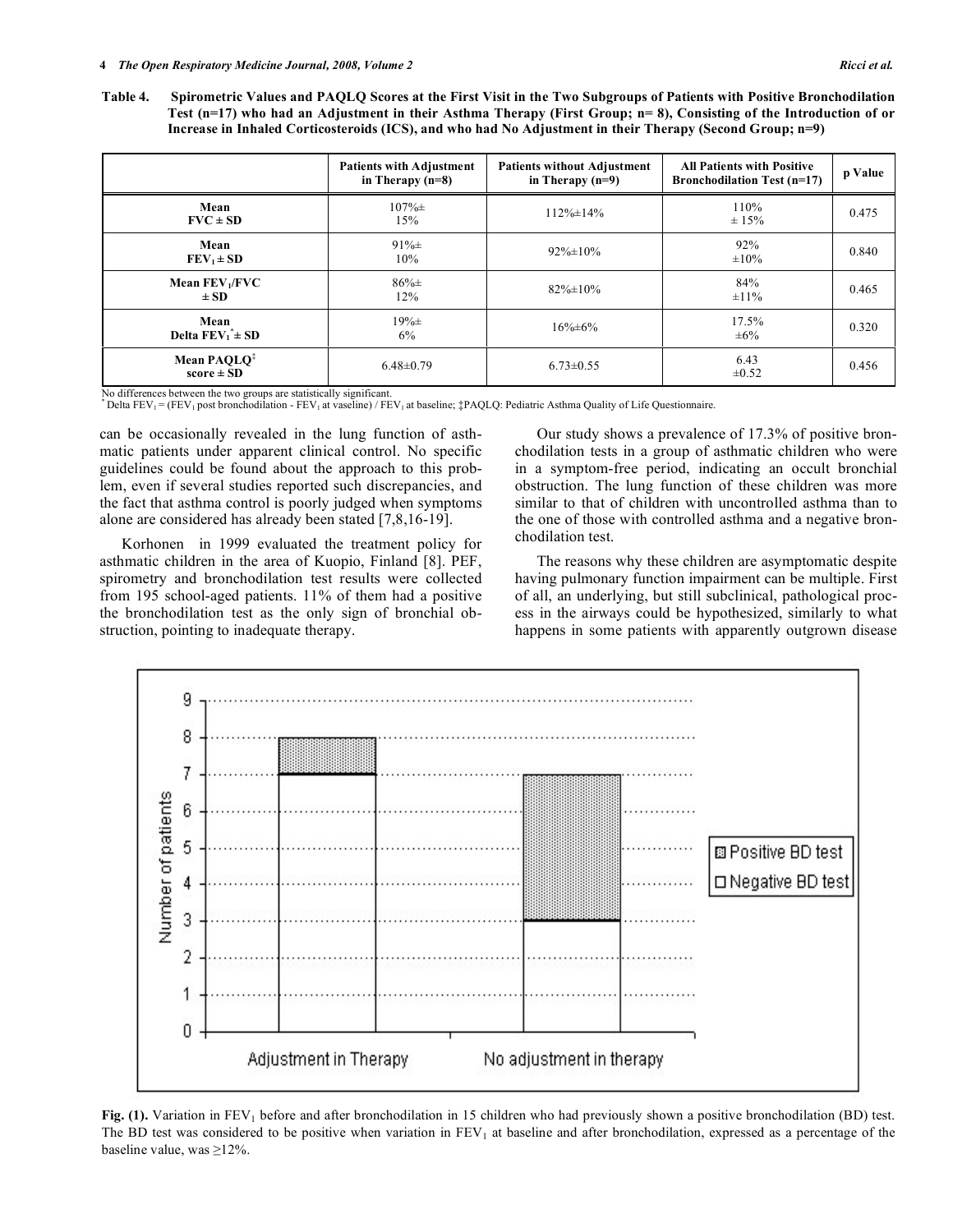**Table 4. Spirometric Values and PAQLQ Scores at the First Visit in the Two Subgroups of Patients with Positive Bronchodilation Test (n=17) who had an Adjustment in their Asthma Therapy (First Group; n= 8), Consisting of the Introduction of or Increase in Inhaled Corticosteroids (ICS), and who had No Adjustment in their Therapy (Second Group; n=9)**

| | Patients with Adjustment in Therapy (n=8) | Patients without Adjustment in Therapy (n=9) | All Patients with Positive Bronchodilation Test (n=17) | p Value |
|---|---|---|---|---|
| Mean FVC ± SD | 107%± 15% | 112%±14% | 110% ± 15% | 0.475 |
| Mean $FEV_1$ ± SD | 91%± 10% | 92%±10% | 92% ±10% | 0.840 |
| Mean $FEV_1$/FVC ± SD | 86%± 12% | 82%±10% | 84% ±11% | 0.465 |
| Mean Delta $FEV_1$* ± SD | 19%± 6% | 16%±6% | 17.5% ±6% | 0.320 |
| Mean PAQLQ‡ score ± SD | 6.48±0.79 | 6.73±0.55 | 6.43 ±0.52 | 0.456 |

No differences between the two groups are statistically significant.
* Delta $FEV_1$ = ($FEV_1$ post bronchodilation - $FEV_1$ at vaseline) / $FEV_1$ at baseline; ‡PAQLQ: Pediatric Asthma Quality of Life Questionnaire.

can be occasionally revealed in the lung function of asthmatic patients under apparent clinical control. No specific guidelines could be found about the approach to this problem, even if several studies reported such discrepancies, and the fact that asthma control is poorly judged when symptoms alone are considered has already been stated [7,8,16-19].

Korhonen in 1999 evaluated the treatment policy for asthmatic children in the area of Kuopio, Finland [8]. PEF, spirometry and bronchodilation test results were collected from 195 school-aged patients. 11% of them had a positive the bronchodilation test as the only sign of bronchial obstruction, pointing to inadequate therapy.

Our study shows a prevalence of 17.3% of positive bronchodilation tests in a group of asthmatic children who were in a symptom-free period, indicating an occult bronchial obstruction. The lung function of these children was more similar to that of children with uncontrolled asthma than to the one of those with controlled asthma and a negative bronchodilation test.

The reasons why these children are asymptomatic despite having pulmonary function impairment can be multiple. First of all, an underlying, but still subclinical, pathological process in the airways could be hypothesized, similarly to what happens in some patients with apparently outgrown disease

**Fig. (1).** Variation in $FEV_1$ before and after bronchodilation in 15 children who had previously shown a positive bronchodilation (BD) test. The BD test was considered to be positive when variation in $FEV_1$ at baseline and after bronchodilation, expressed as a percentage of the baseline value, was ≥12%.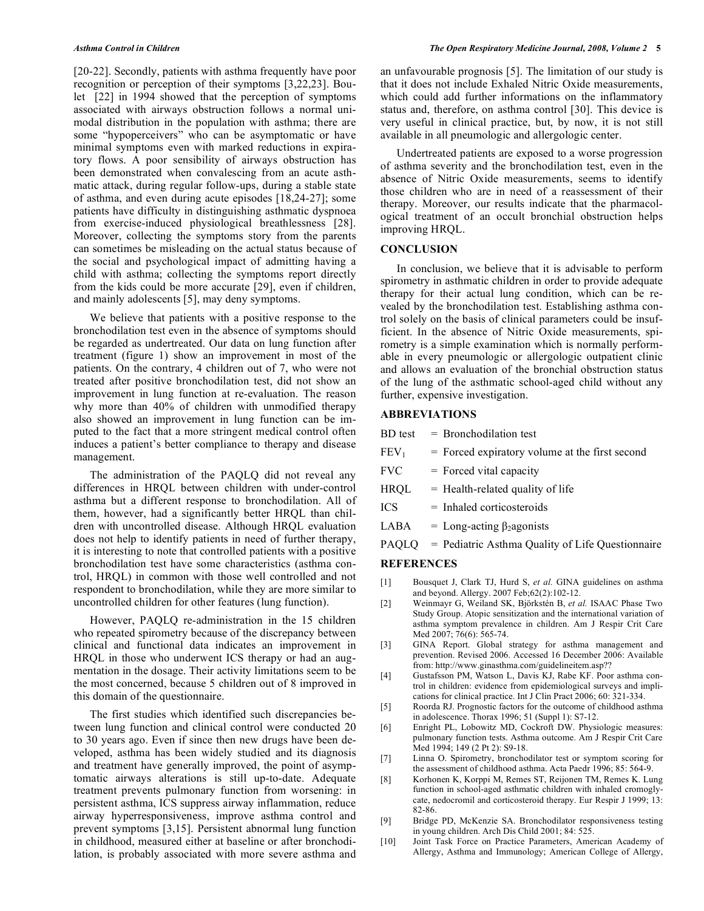[20-22]. Secondly, patients with asthma frequently have poor recognition or perception of their symptoms [3,22,23]. Boulet [22] in 1994 showed that the perception of symptoms associated with airways obstruction follows a normal unimodal distribution in the population with asthma; there are some "hypoperceivers" who can be asymptomatic or have minimal symptoms even with marked reductions in expiratory flows. A poor sensibility of airways obstruction has been demonstrated when convalescing from an acute asthmatic attack, during regular follow-ups, during a stable state of asthma, and even during acute episodes [18,24-27]; some patients have difficulty in distinguishing asthmatic dyspnoea from exercise-induced physiological breathlessness [28]. Moreover, collecting the symptoms story from the parents can sometimes be misleading on the actual status because of the social and psychological impact of admitting having a child with asthma; collecting the symptoms report directly from the kids could be more accurate [29], even if children, and mainly adolescents [5], may deny symptoms.

We believe that patients with a positive response to the bronchodilation test even in the absence of symptoms should be regarded as undertreated. Our data on lung function after treatment (figure 1) show an improvement in most of the patients. On the contrary, 4 children out of 7, who were not treated after positive bronchodilation test, did not show an improvement in lung function at re-evaluation. The reason why more than 40% of children with unmodified therapy also showed an improvement in lung function can be imputed to the fact that a more stringent medical control often induces a patient's better compliance to therapy and disease management.

The administration of the PAQLQ did not reveal any differences in HRQL between children with under-control asthma but a different response to bronchodilation. All of them, however, had a significantly better HRQL than children with uncontrolled disease. Although HRQL evaluation does not help to identify patients in need of further therapy, it is interesting to note that controlled patients with a positive bronchodilation test have some characteristics (asthma control, HRQL) in common with those well controlled and not respondent to bronchodilation, while they are more similar to uncontrolled children for other features (lung function).

However, PAQLQ re-administration in the 15 children who repeated spirometry because of the discrepancy between clinical and functional data indicates an improvement in HRQL in those who underwent ICS therapy or had an augmentation in the dosage. Their activity limitations seem to be the most concerned, because 5 children out of 8 improved in this domain of the questionnaire.

The first studies which identified such discrepancies between lung function and clinical control were conducted 20 to 30 years ago. Even if since then new drugs have been developed, asthma has been widely studied and its diagnosis and treatment have generally improved, the point of asymptomatic airways alterations is still up-to-date. Adequate treatment prevents pulmonary function from worsening: in persistent asthma, ICS suppress airway inflammation, reduce airway hyperresponsiveness, improve asthma control and prevent symptoms [3,15]. Persistent abnormal lung function in childhood, measured either at baseline or after bronchodilation, is probably associated with more severe asthma and an unfavourable prognosis [5]. The limitation of our study is that it does not include Exhaled Nitric Oxide measurements, which could add further informations on the inflammatory status and, therefore, on asthma control [30]. This device is very useful in clinical practice, but, by now, it is not still available in all pneumologic and allergologic center.

Undertreated patients are exposed to a worse progression of asthma severity and the bronchodilation test, even in the absence of Nitric Oxide measurements, seems to identify those children who are in need of a reassessment of their therapy. Moreover, our results indicate that the pharmacological treatment of an occult bronchial obstruction helps improving HRQL.

## CONCLUSION

In conclusion, we believe that it is advisable to perform spirometry in asthmatic children in order to provide adequate therapy for their actual lung condition, which can be revealed by the bronchodilation test. Establishing asthma control solely on the basis of clinical parameters could be insufficient. In the absence of Nitric Oxide measurements, spirometry is a simple examination which is normally performable in every pneumologic or allergologic outpatient clinic and allows an evaluation of the bronchial obstruction status of the lung of the asthmatic school-aged child without any further, expensive investigation.

## ABBREVIATIONS

BD test = Bronchodilation test

$FEV_1$ = Forced expiratory volume at the first second

FVC = Forced vital capacity

HRQL = Health-related quality of life

ICS = Inhaled corticosteroids

LABA = Long-acting $\beta_2$agonists

PAQLQ = Pediatric Asthma Quality of Life Questionnaire

## REFERENCES

[1] Bousquet J, Clark TJ, Hurd S, *et al.* GINA guidelines on asthma and beyond. Allergy. 2007 Feb;62(2):102-12.

[2] Weinmayr G, Weiland SK, Björkstén B, *et al.* ISAAC Phase Two Study Group. Atopic sensitization and the international variation of asthma symptom prevalence in children. Am J Respir Crit Care Med 2007; 76(6): 565-74.

[3] GINA Report. Global strategy for asthma management and prevention. Revised 2006. Accessed 16 December 2006: Available from: http://www.ginasthma.com/guidelineitem.asp??

[4] Gustafsson PM, Watson L, Davis KJ, Rabe KF. Poor asthma control in children: evidence from epidemiological surveys and implications for clinical practice. Int J Clin Pract 2006; 60: 321-334.

[5] Roorda RJ. Prognostic factors for the outcome of childhood asthma in adolescence. Thorax 1996; 51 (Suppl 1): S7-12.

[6] Enright PL, Lobowitz MD, Cockroft DW. Physiologic measures: pulmonary function tests. Asthma outcome. Am J Respir Crit Care Med 1994; 149 (2 Pt 2): S9-18.

[7] Linna O. Spirometry, bronchodilator test or symptom scoring for the assessment of childhood asthma. Acta Paedr 1996; 85: 564-9.

[8] Korhonen K, Korppi M, Remes ST, Reijonen TM, Remes K. Lung function in school-aged asthmatic children with inhaled cromoglycate, nedocromil and corticosteroid therapy. Eur Respir J 1999; 13: 82-86.

[9] Bridge PD, McKenzie SA. Bronchodilator responsiveness testing in young children. Arch Dis Child 2001; 84: 525.

[10] Joint Task Force on Practice Parameters, American Academy of Allergy, Asthma and Immunology; American College of Allergy,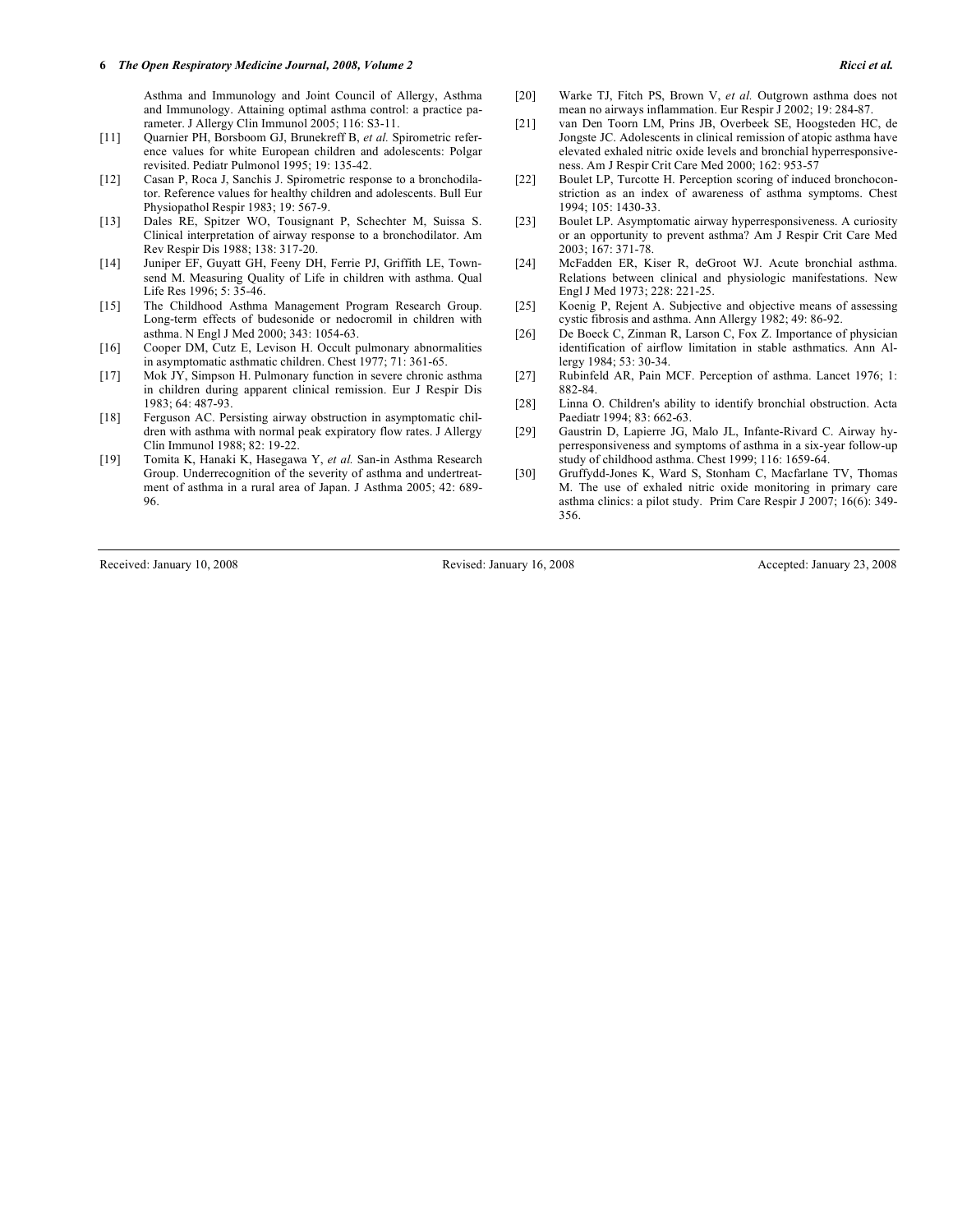Asthma and Immunology and Joint Council of Allergy, Asthma and Immunology. Attaining optimal asthma control: a practice parameter. J Allergy Clin Immunol 2005; 116: S3-11.

[11] Quarnier PH, Borsboom GJ, Brunekreff B, *et al.* Spirometric reference values for white European children and adolescents: Polgar revisited. Pediatr Pulmonol 1995; 19: 135-42.

[12] Casan P, Roca J, Sanchis J. Spirometric response to a bronchodilator. Reference values for healthy children and adolescents. Bull Eur Physiopathol Respir 1983; 19: 567-9.

[13] Dales RE, Spitzer WO, Tousignant P, Schechter M, Suissa S. Clinical interpretation of airway response to a bronchodilator. Am Rev Respir Dis 1988; 138: 317-20.

[14] Juniper EF, Guyatt GH, Feeny DH, Ferrie PJ, Griffith LE, Townsend M. Measuring Quality of Life in children with asthma. Qual Life Res 1996; 5: 35-46.

[15] The Childhood Asthma Management Program Research Group. Long-term effects of budesonide or nedocromil in children with asthma. N Engl J Med 2000; 343: 1054-63.

[16] Cooper DM, Cutz E, Levison H. Occult pulmonary abnormalities in asymptomatic asthmatic children. Chest 1977; 71: 361-65.

[17] Mok JY, Simpson H. Pulmonary function in severe chronic asthma in children during apparent clinical remission. Eur J Respir Dis 1983; 64: 487-93.

[18] Ferguson AC. Persisting airway obstruction in asymptomatic children with asthma with normal peak expiratory flow rates. J Allergy Clin Immunol 1988; 82: 19-22.

[19] Tomita K, Hanaki K, Hasegawa Y, *et al.* San-in Asthma Research Group. Underrecognition of the severity of asthma and undertreatment of asthma in a rural area of Japan. J Asthma 2005; 42: 689-96.

[20] Warke TJ, Fitch PS, Brown V, *et al.* Outgrown asthma does not mean no airways inflammation. Eur Respir J 2002; 19: 284-87.

[21] van Den Toorn LM, Prins JB, Overbeek SE, Hoogsteden HC, de Jongste JC. Adolescents in clinical remission of atopic asthma have elevated exhaled nitric oxide levels and bronchial hyperresponsiveness. Am J Respir Crit Care Med 2000; 162: 953-57

[22] Boulet LP, Turcotte H. Perception scoring of induced bronchoconstriction as an index of awareness of asthma symptoms. Chest 1994; 105: 1430-33.

[23] Boulet LP. Asymptomatic airway hyperresponsiveness. A curiosity or an opportunity to prevent asthma? Am J Respir Crit Care Med 2003; 167: 371-78.

[24] McFadden ER, Kiser R, deGroot WJ. Acute bronchial asthma. Relations between clinical and physiologic manifestations. New Engl J Med 1973; 228: 221-25.

[25] Koenig P, Rejent A. Subjective and objective means of assessing cystic fibrosis and asthma. Ann Allergy 1982; 49: 86-92.

[26] De Boeck C, Zinman R, Larson C, Fox Z. Importance of physician identification of airflow limitation in stable asthmatics. Ann Allergy 1984; 53: 30-34.

[27] Rubinfeld AR, Pain MCF. Perception of asthma. Lancet 1976; 1: 882-84.

[28] Linna O. Children's ability to identify bronchial obstruction. Acta Paediatr 1994; 83: 662-63.

[29] Gaustrin D, Lapierre JG, Malo JL, Infante-Rivard C. Airway hyperresponsiveness and symptoms of asthma in a six-year follow-up study of childhood asthma. Chest 1999; 116: 1659-64.

[30] Gruffydd-Jones K, Ward S, Stonham C, Macfarlane TV, Thomas M. The use of exhaled nitric oxide monitoring in primary care asthma clinics: a pilot study. Prim Care Respir J 2007; 16(6): 349-356.

Received: January 10, 2008 Revised: January 16, 2008 Accepted: January 23, 2008